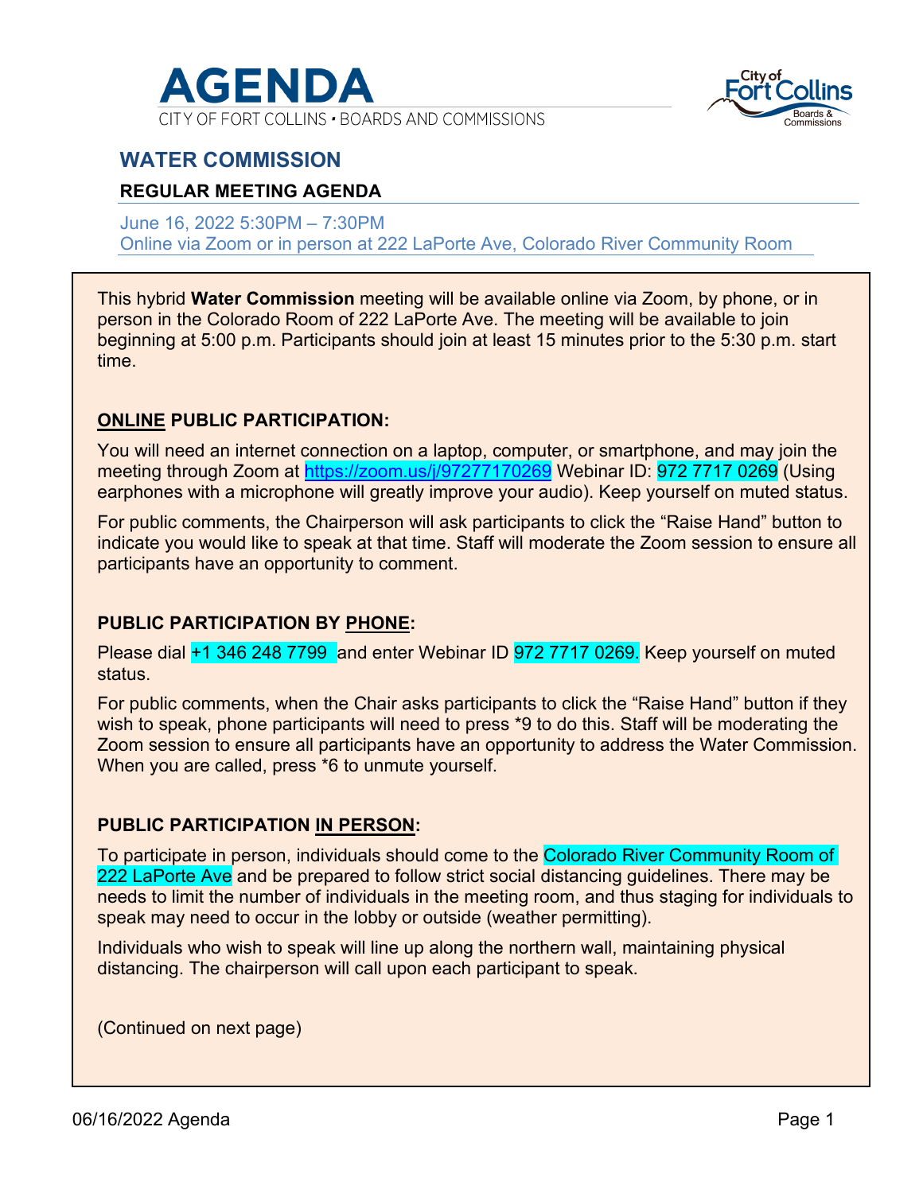# AGENDA

CITY OF FORT COLLINS • BOARDS AND COMMISSIONS

## WATER COMMISSION

### REGULAR MEETING AGENDA

June 16, 2022 5:30PM – 7:30PM
Online via Zoom or in person at 222 LaPorte Ave, Colorado River Community Room

This hybrid **Water Commission** meeting will be available online via Zoom, by phone, or in person in the Colorado Room of 222 LaPorte Ave. The meeting will be available to join beginning at 5:00 p.m. Participants should join at least 15 minutes prior to the 5:30 p.m. start time.

**ONLINE PUBLIC PARTICIPATION:**

You will need an internet connection on a laptop, computer, or smartphone, and may join the meeting through Zoom at https://zoom.us/j/97277170269 Webinar ID: 972 7717 0269 (Using earphones with a microphone will greatly improve your audio). Keep yourself on muted status.

For public comments, the Chairperson will ask participants to click the "Raise Hand" button to indicate you would like to speak at that time. Staff will moderate the Zoom session to ensure all participants have an opportunity to comment.

**PUBLIC PARTICIPATION BY PHONE:**

Please dial +1 346 248 7799 and enter Webinar ID 972 7717 0269. Keep yourself on muted status.

For public comments, when the Chair asks participants to click the "Raise Hand" button if they wish to speak, phone participants will need to press *9 to do this. Staff will be moderating the Zoom session to ensure all participants have an opportunity to address the Water Commission. When you are called, press *6 to unmute yourself.

**PUBLIC PARTICIPATION IN PERSON:**

To participate in person, individuals should come to the Colorado River Community Room of 222 LaPorte Ave and be prepared to follow strict social distancing guidelines. There may be needs to limit the number of individuals in the meeting room, and thus staging for individuals to speak may need to occur in the lobby or outside (weather permitting).

Individuals who wish to speak will line up along the northern wall, maintaining physical distancing. The chairperson will call upon each participant to speak.

(Continued on next page)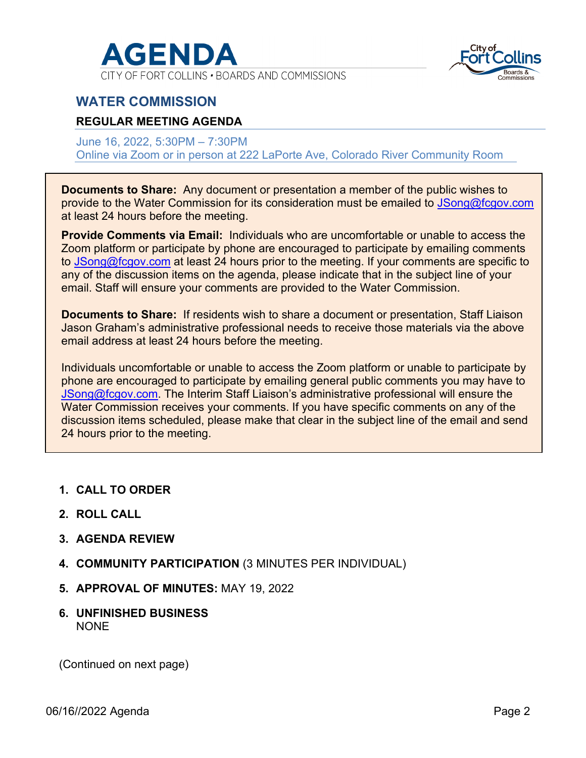# AGENDA

CITY OF FORT COLLINS • BOARDS AND COMMISSIONS

## WATER COMMISSION

### REGULAR MEETING AGENDA

June 16, 2022, 5:30PM – 7:30PM
Online via Zoom or in person at 222 LaPorte Ave, Colorado River Community Room

**Documents to Share:** Any document or presentation a member of the public wishes to provide to the Water Commission for its consideration must be emailed to JSong@fcgov.com at least 24 hours before the meeting.

**Provide Comments via Email:** Individuals who are uncomfortable or unable to access the Zoom platform or participate by phone are encouraged to participate by emailing comments to JSong@fcgov.com at least 24 hours prior to the meeting. If your comments are specific to any of the discussion items on the agenda, please indicate that in the subject line of your email. Staff will ensure your comments are provided to the Water Commission.

**Documents to Share:** If residents wish to share a document or presentation, Staff Liaison Jason Graham's administrative professional needs to receive those materials via the above email address at least 24 hours before the meeting.

Individuals uncomfortable or unable to access the Zoom platform or unable to participate by phone are encouraged to participate by emailing general public comments you may have to JSong@fcgov.com. The Interim Staff Liaison's administrative professional will ensure the Water Commission receives your comments. If you have specific comments on any of the discussion items scheduled, please make that clear in the subject line of the email and send 24 hours prior to the meeting.

1. **CALL TO ORDER**
2. **ROLL CALL**
3. **AGENDA REVIEW**
4. **COMMUNITY PARTICIPATION** (3 MINUTES PER INDIVIDUAL)
5. **APPROVAL OF MINUTES:** MAY 19, 2022
6. **UNFINISHED BUSINESS**
   NONE

(Continued on next page)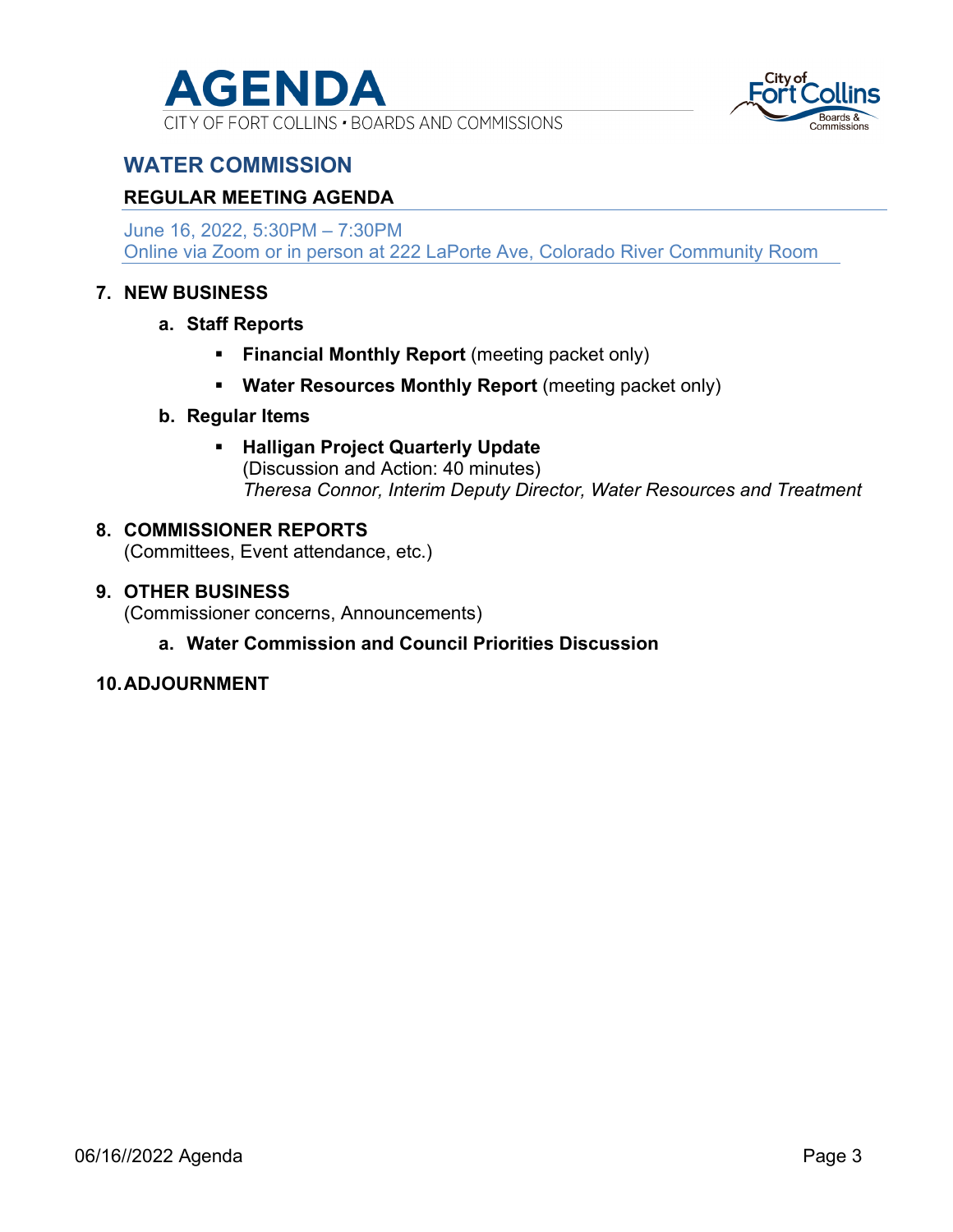# AGENDA

CITY OF FORT COLLINS • BOARDS AND COMMISSIONS

## WATER COMMISSION

### REGULAR MEETING AGENDA

June 16, 2022, 5:30PM – 7:30PM
Online via Zoom or in person at 222 LaPorte Ave, Colorado River Community Room

**7. NEW BUSINESS**

**a. Staff Reports**

- **Financial Monthly Report** (meeting packet only)
- **Water Resources Monthly Report** (meeting packet only)

**b. Regular Items**

- **Halligan Project Quarterly Update**
  (Discussion and Action: 40 minutes)
  *Theresa Connor, Interim Deputy Director, Water Resources and Treatment*

**8. COMMISSIONER REPORTS**
(Committees, Event attendance, etc.)

**9. OTHER BUSINESS**
(Commissioner concerns, Announcements)

**a. Water Commission and Council Priorities Discussion**

**10. ADJOURNMENT**